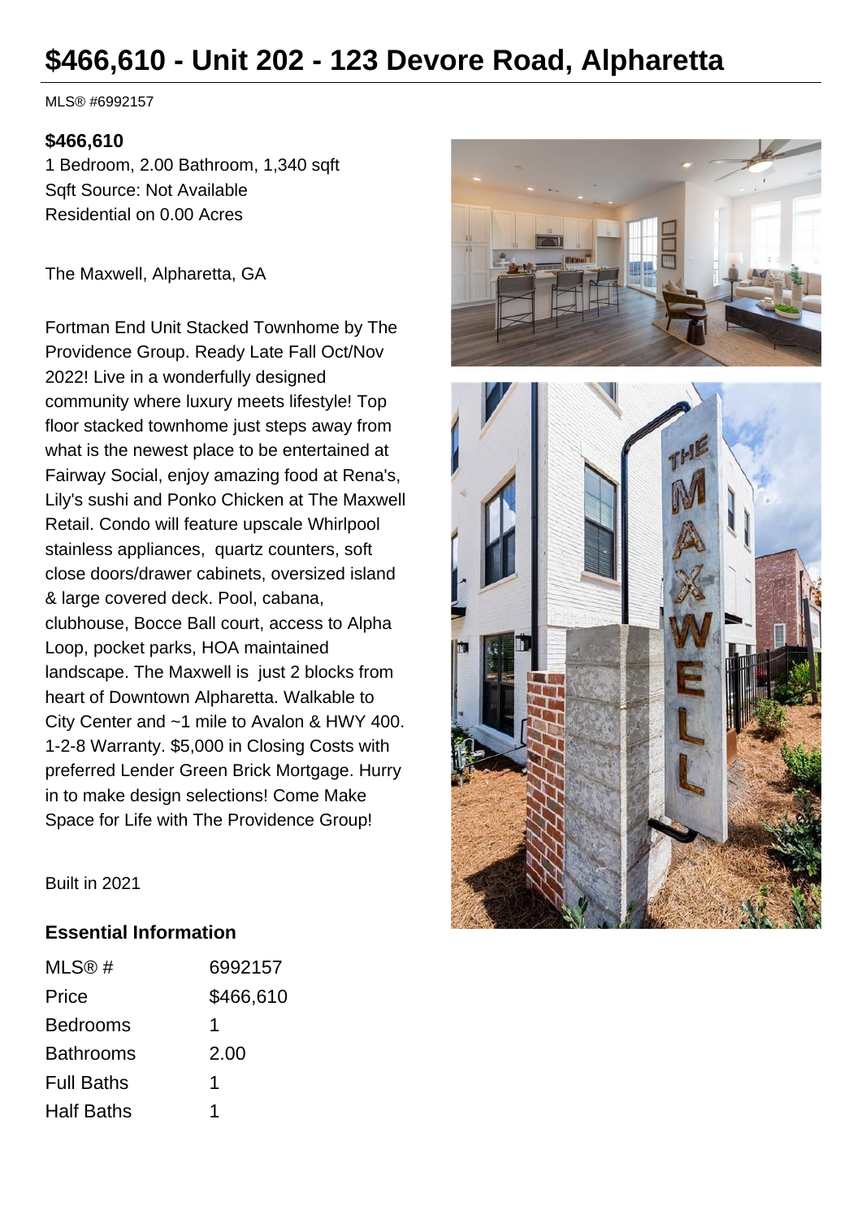# $466,610 - Unit 202 - 123 Devore Road, Alpharetta

MLS® #6992157

**$466,610**

1 Bedroom, 2.00 Bathroom, 1,340 sqft
Sqft Source: Not Available
Residential on 0.00 Acres

The Maxwell, Alpharetta, GA

Fortman End Unit Stacked Townhome by The Providence Group. Ready Late Fall Oct/Nov 2022! Live in a wonderfully designed community where luxury meets lifestyle! Top floor stacked townhome just steps away from what is the newest place to be entertained at Fairway Social, enjoy amazing food at Rena's, Lily's sushi and Ponko Chicken at The Maxwell Retail. Condo will feature upscale Whirlpool stainless appliances, quartz counters, soft close doors/drawer cabinets, oversized island & large covered deck. Pool, cabana, clubhouse, Bocce Ball court, access to Alpha Loop, pocket parks, HOA maintained landscape. The Maxwell is just 2 blocks from heart of Downtown Alpharetta. Walkable to City Center and ~1 mile to Avalon & HWY 400. 1-2-8 Warranty. $5,000 in Closing Costs with preferred Lender Green Brick Mortgage. Hurry in to make design selections! Come Make Space for Life with The Providence Group!

Built in 2021

## Essential Information

| | |
|---|---|
| MLS® # | 6992157 |
| Price | $466,610 |
| Bedrooms | 1 |
| Bathrooms | 2.00 |
| Full Baths | 1 |
| Half Baths | 1 |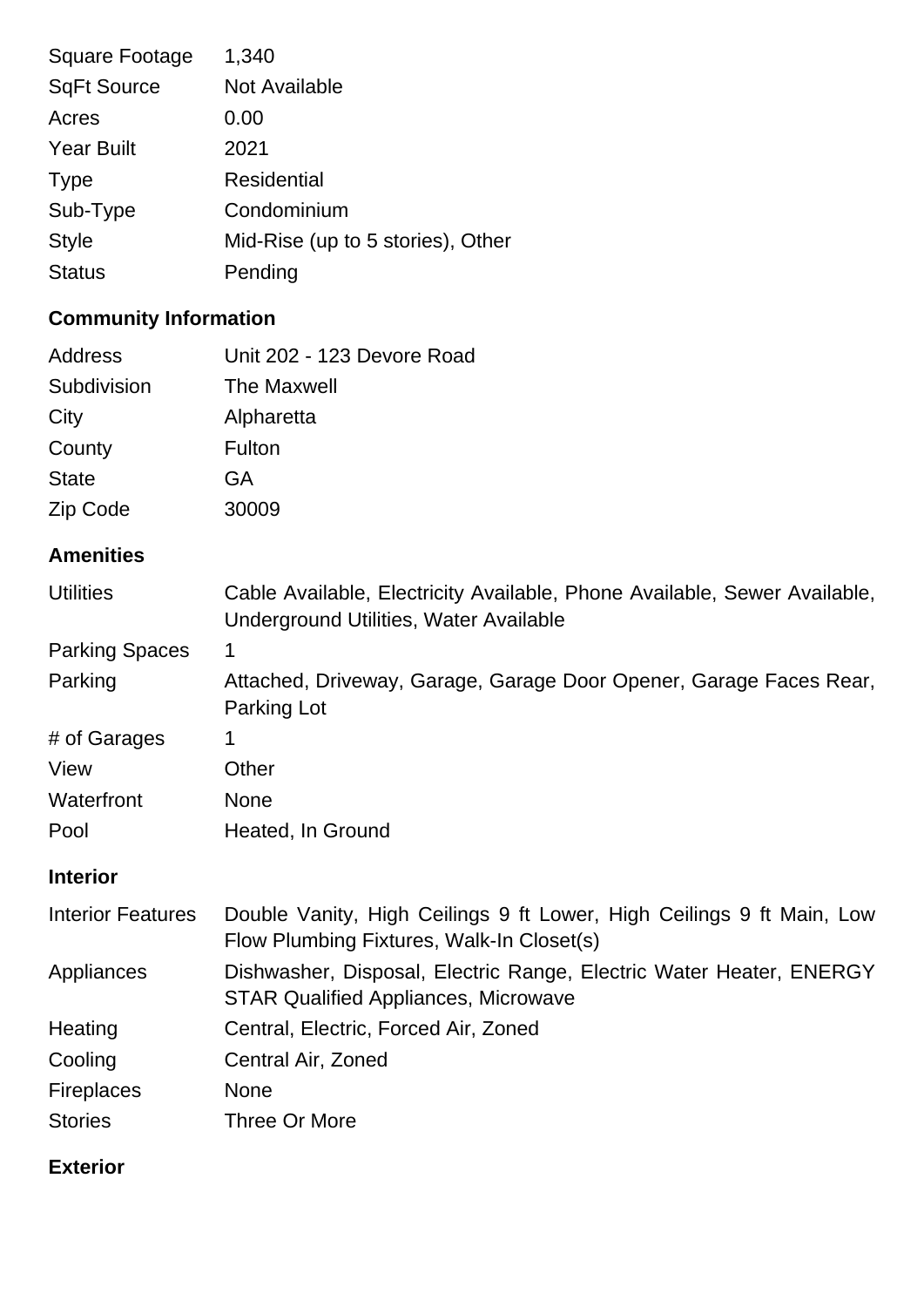| | |
|---|---|
| Square Footage | 1,340 |
| SqFt Source | Not Available |
| Acres | 0.00 |
| Year Built | 2021 |
| Type | Residential |
| Sub-Type | Condominium |
| Style | Mid-Rise (up to 5 stories), Other |
| Status | Pending |

## Community Information

| | |
|---|---|
| Address | Unit 202 - 123 Devore Road |
| Subdivision | The Maxwell |
| City | Alpharetta |
| County | Fulton |
| State | GA |
| Zip Code | 30009 |

## Amenities

| | |
|---|---|
| Utilities | Cable Available, Electricity Available, Phone Available, Sewer Available, Underground Utilities, Water Available |
| Parking Spaces | 1 |
| Parking | Attached, Driveway, Garage, Garage Door Opener, Garage Faces Rear, Parking Lot |
| # of Garages | 1 |
| View | Other |
| Waterfront | None |
| Pool | Heated, In Ground |

## Interior

| | |
|---|---|
| Interior Features | Double Vanity, High Ceilings 9 ft Lower, High Ceilings 9 ft Main, Low Flow Plumbing Fixtures, Walk-In Closet(s) |
| Appliances | Dishwasher, Disposal, Electric Range, Electric Water Heater, ENERGY STAR Qualified Appliances, Microwave |
| Heating | Central, Electric, Forced Air, Zoned |
| Cooling | Central Air, Zoned |
| Fireplaces | None |
| Stories | Three Or More |

## Exterior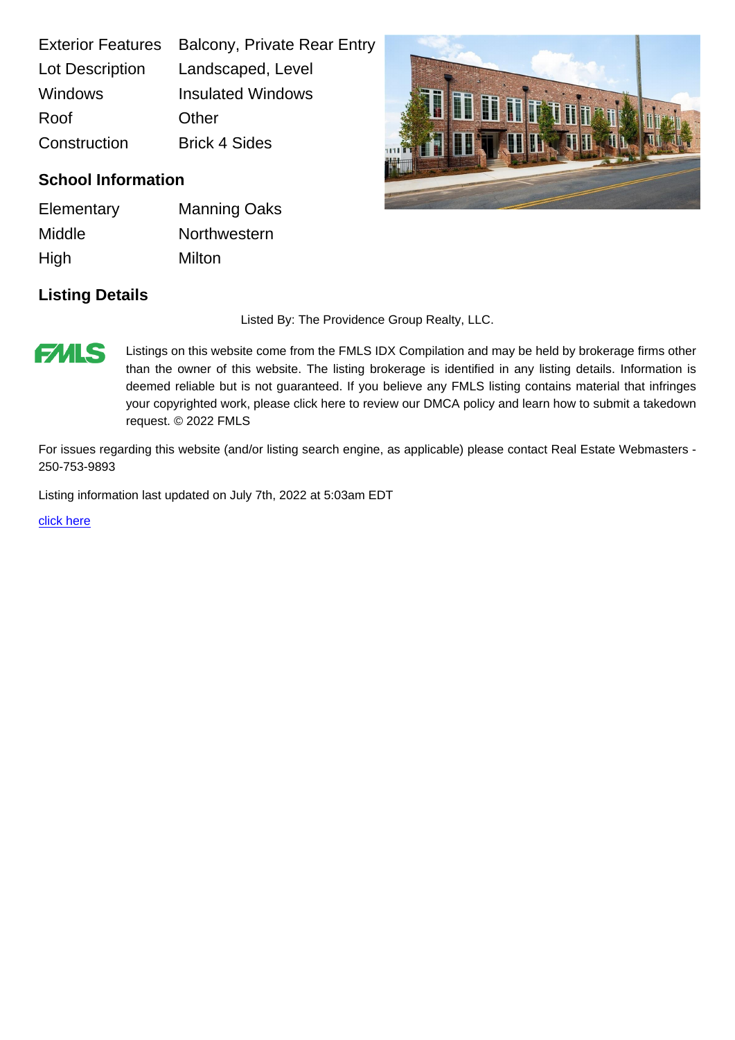| | |
|---|---|
| Exterior Features | Balcony, Private Rear Entry |
| Lot Description | Landscaped, Level |
| Windows | Insulated Windows |
| Roof | Other |
| Construction | Brick 4 Sides |

### School Information

| | |
|---|---|
| Elementary | Manning Oaks |
| Middle | Northwestern |
| High | Milton |

### Listing Details

Listed By: The Providence Group Realty, LLC.

FMLS

Listings on this website come from the FMLS IDX Compilation and may be held by brokerage firms other than the owner of this website. The listing brokerage is identified in any listing details. Information is deemed reliable but is not guaranteed. If you believe any FMLS listing contains material that infringes your copyrighted work, please click here to review our DMCA policy and learn how to submit a takedown request. © 2022 FMLS

For issues regarding this website (and/or listing search engine, as applicable) please contact Real Estate Webmasters - 250-753-9893

Listing information last updated on July 7th, 2022 at 5:03am EDT

click here